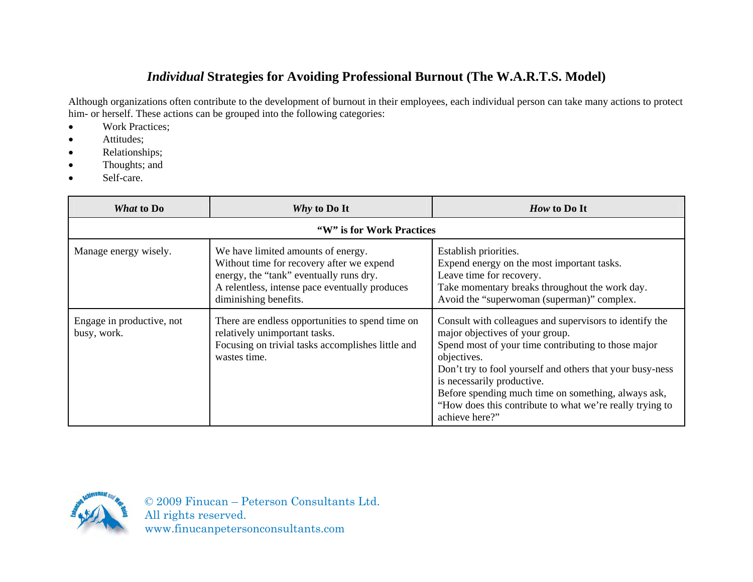# *Individual* Strategies for Avoiding Professional Burnout (The W.A.R.T.S. Model)

Although organizations often contribute to the development of burnout in their employees, each individual person can take many actions to protect him- or herself. These actions can be grouped into the following categories:

- Work Practices;
- Attitudes;
- Relationships;
- Thoughts; and
- Self-care.

| ***What*** **to Do** | ***Why*** **to Do It** | ***How*** **to Do It** |
|---|---|---|
| **"W" is for Work Practices** | | |
| Manage energy wisely. | We have limited amounts of energy.<br>Without time for recovery after we expend energy, the "tank" eventually runs dry.<br>A relentless, intense pace eventually produces diminishing benefits. | Establish priorities.<br>Expend energy on the most important tasks.<br>Leave time for recovery.<br>Take momentary breaks throughout the work day.<br>Avoid the "superwoman (superman)" complex. |
| Engage in productive, not busy, work. | There are endless opportunities to spend time on relatively unimportant tasks.<br>Focusing on trivial tasks accomplishes little and wastes time. | Consult with colleagues and supervisors to identify the major objectives of your group.<br>Spend most of your time contributing to those major objectives.<br>Don't try to fool yourself and others that your busy-ness is necessarily productive.<br>Before spending much time on something, always ask, "How does this contribute to what we're really trying to achieve here?" |

© 2009 Finucan – Peterson Consultants Ltd.
All rights reserved.
www.finucanpetersonconsultants.com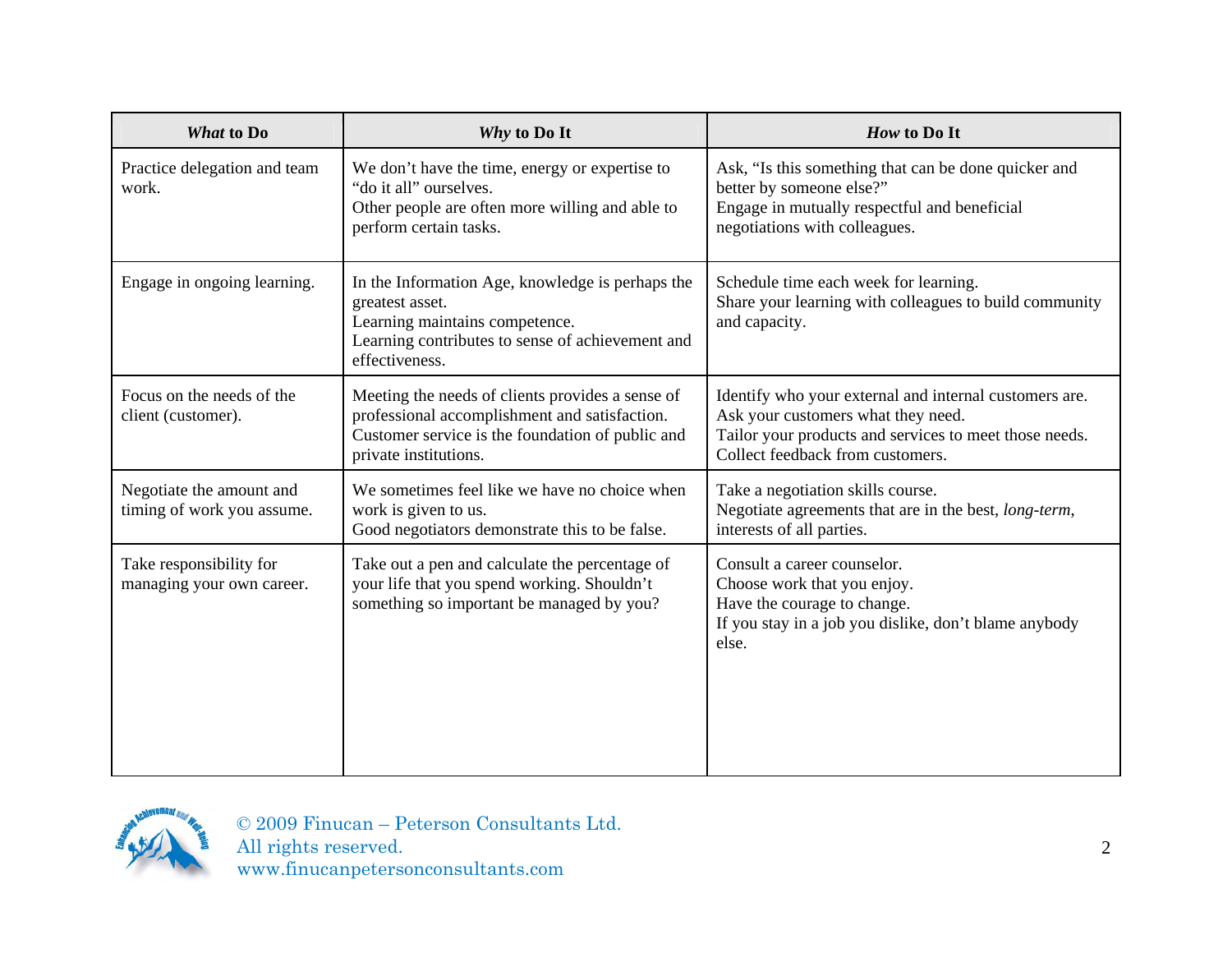| ***What*** **to Do** | ***Why*** **to Do It** | ***How*** **to Do It** |
|---|---|---|
| Practice delegation and team work. | We don't have the time, energy or expertise to "do it all" ourselves.<br>Other people are often more willing and able to perform certain tasks. | Ask, "Is this something that can be done quicker and better by someone else?"<br>Engage in mutually respectful and beneficial negotiations with colleagues. |
| Engage in ongoing learning. | In the Information Age, knowledge is perhaps the greatest asset.<br>Learning maintains competence.<br>Learning contributes to sense of achievement and effectiveness. | Schedule time each week for learning.<br>Share your learning with colleagues to build community and capacity. |
| Focus on the needs of the client (customer). | Meeting the needs of clients provides a sense of professional accomplishment and satisfaction.<br>Customer service is the foundation of public and private institutions. | Identify who your external and internal customers are.<br>Ask your customers what they need.<br>Tailor your products and services to meet those needs.<br>Collect feedback from customers. |
| Negotiate the amount and timing of work you assume. | We sometimes feel like we have no choice when work is given to us.<br>Good negotiators demonstrate this to be false. | Take a negotiation skills course.<br>Negotiate agreements that are in the best, *long-term*, interests of all parties. |
| Take responsibility for managing your own career. | Take out a pen and calculate the percentage of your life that you spend working. Shouldn't something so important be managed by you? | Consult a career counselor.<br>Choose work that you enjoy.<br>Have the courage to change.<br>If you stay in a job you dislike, don't blame anybody else. |

© 2009 Finucan – Peterson Consultants Ltd.
All rights reserved.
www.finucanpetersonconsultants.com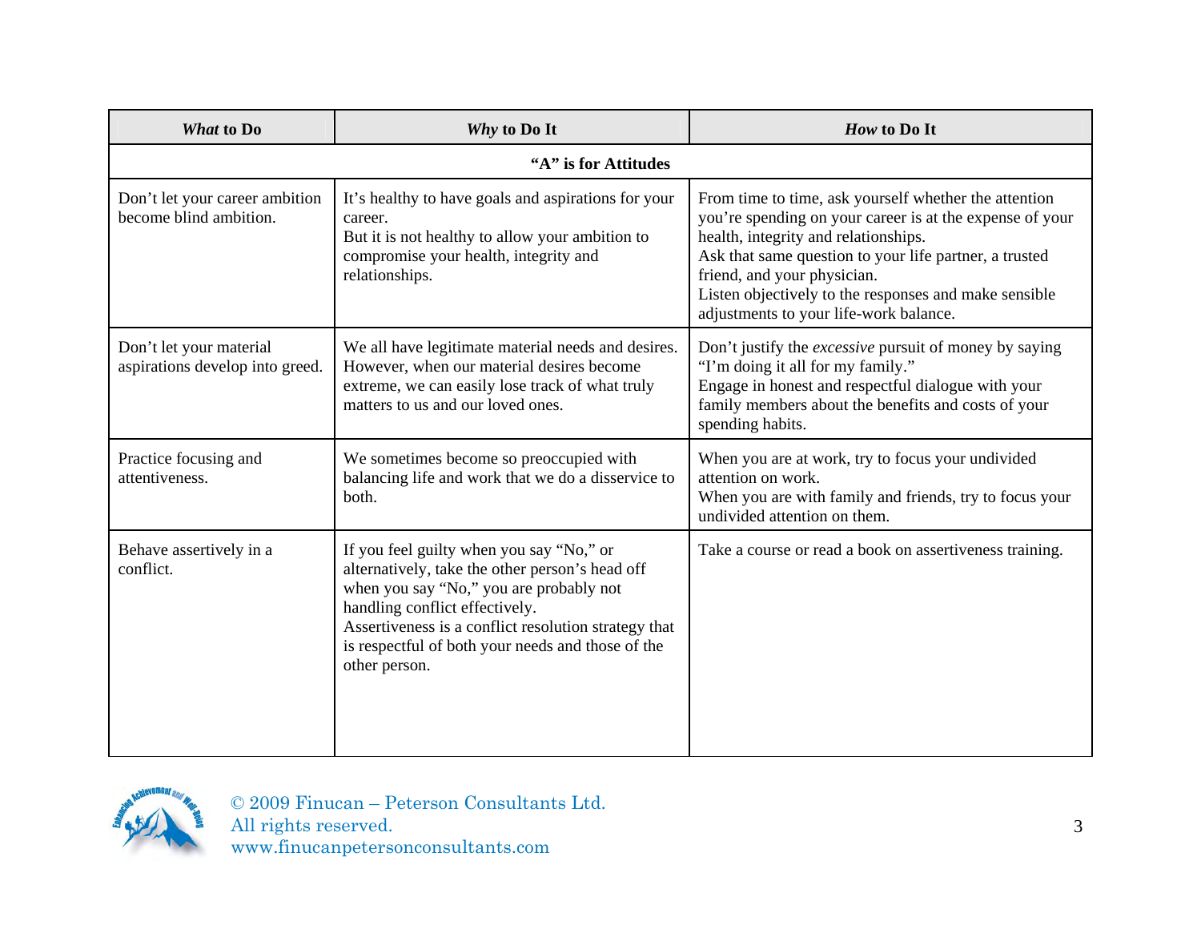| *What* to Do | *Why* to Do It | *How* to Do It |
|---|---|---|
| **"A" is for Attitudes** | | |
| Don't let your career ambition become blind ambition. | It's healthy to have goals and aspirations for your career.<br>But it is not healthy to allow your ambition to compromise your health, integrity and relationships. | From time to time, ask yourself whether the attention you're spending on your career is at the expense of your health, integrity and relationships.<br>Ask that same question to your life partner, a trusted friend, and your physician.<br>Listen objectively to the responses and make sensible adjustments to your life-work balance. |
| Don't let your material aspirations develop into greed. | We all have legitimate material needs and desires. However, when our material desires become extreme, we can easily lose track of what truly matters to us and our loved ones. | Don't justify the *excessive* pursuit of money by saying "I'm doing it all for my family."<br>Engage in honest and respectful dialogue with your family members about the benefits and costs of your spending habits. |
| Practice focusing and attentiveness. | We sometimes become so preoccupied with balancing life and work that we do a disservice to both. | When you are at work, try to focus your undivided attention on work.<br>When you are with family and friends, try to focus your undivided attention on them. |
| Behave assertively in a conflict. | If you feel guilty when you say "No," or alternatively, take the other person's head off when you say "No," you are probably not handling conflict effectively.<br>Assertiveness is a conflict resolution strategy that is respectful of both your needs and those of the other person. | Take a course or read a book on assertiveness training. |

© 2009 Finucan – Peterson Consultants Ltd.
All rights reserved.
www.finucanpetersonconsultants.com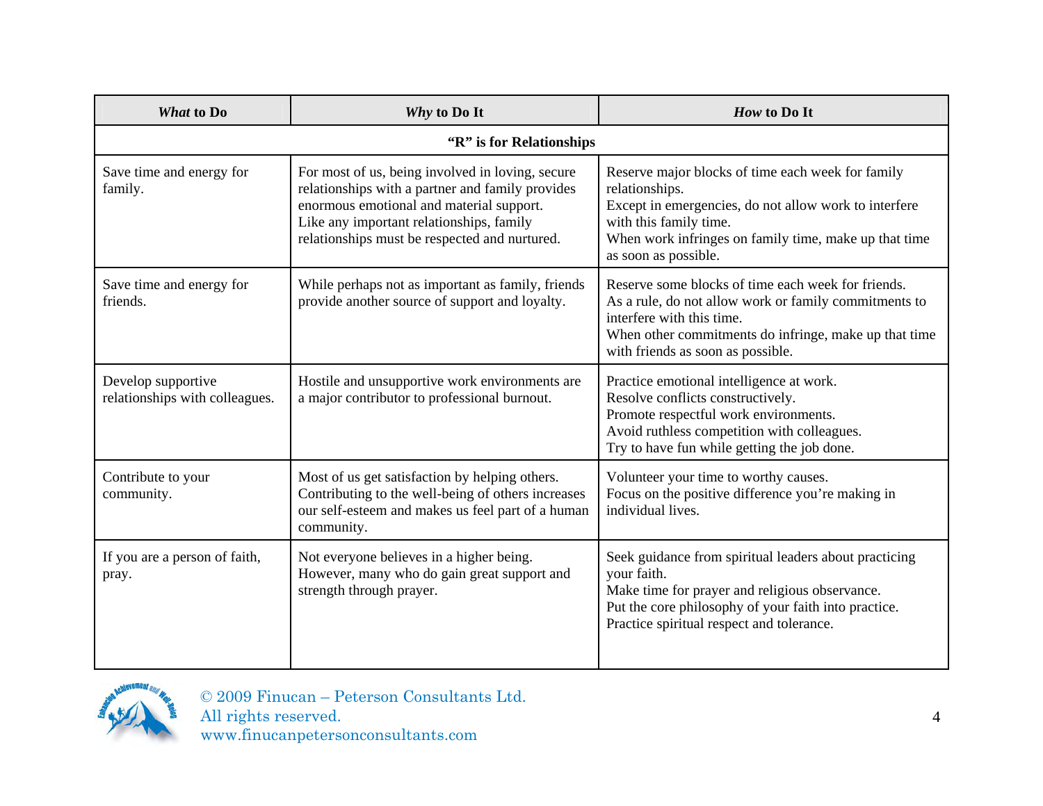| *What* to Do | *Why* to Do It | *How* to Do It |
|---|---|---|
| **"R" is for Relationships** | | |
| Save time and energy for family. | For most of us, being involved in loving, secure relationships with a partner and family provides enormous emotional and material support. Like any important relationships, family relationships must be respected and nurtured. | Reserve major blocks of time each week for family relationships. Except in emergencies, do not allow work to interfere with this family time. When work infringes on family time, make up that time as soon as possible. |
| Save time and energy for friends. | While perhaps not as important as family, friends provide another source of support and loyalty. | Reserve some blocks of time each week for friends. As a rule, do not allow work or family commitments to interfere with this time. When other commitments do infringe, make up that time with friends as soon as possible. |
| Develop supportive relationships with colleagues. | Hostile and unsupportive work environments are a major contributor to professional burnout. | Practice emotional intelligence at work. Resolve conflicts constructively. Promote respectful work environments. Avoid ruthless competition with colleagues. Try to have fun while getting the job done. |
| Contribute to your community. | Most of us get satisfaction by helping others. Contributing to the well-being of others increases our self-esteem and makes us feel part of a human community. | Volunteer your time to worthy causes. Focus on the positive difference you're making in individual lives. |
| If you are a person of faith, pray. | Not everyone believes in a higher being. However, many who do gain great support and strength through prayer. | Seek guidance from spiritual leaders about practicing your faith. Make time for prayer and religious observance. Put the core philosophy of your faith into practice. Practice spiritual respect and tolerance. |

© 2009 Finucan – Peterson Consultants Ltd.
All rights reserved.
www.finucanpetersonconsultants.com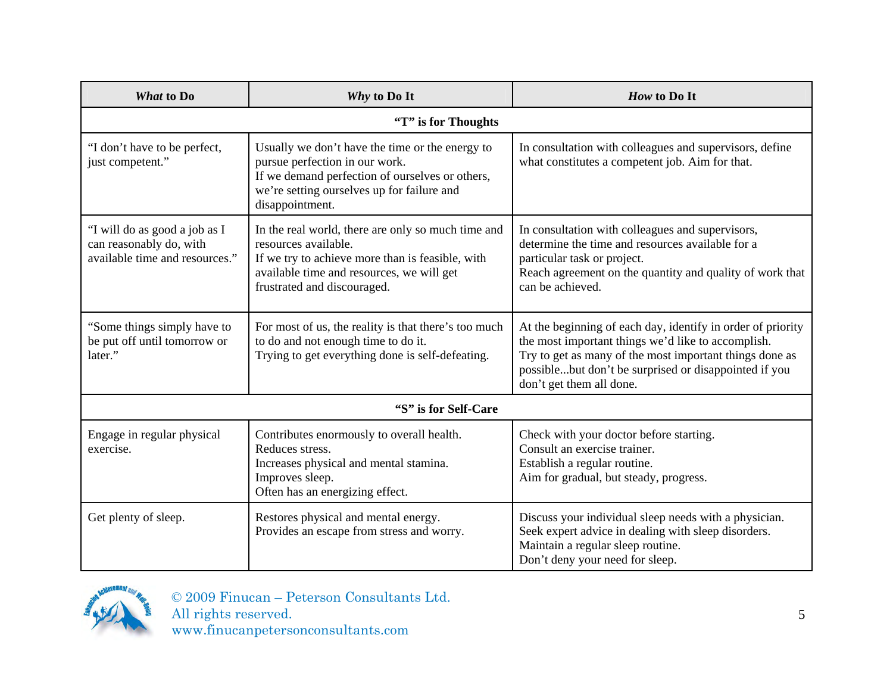| *What* to Do | *Why* to Do It | *How* to Do It |
|---|---|---|
| **"T" is for Thoughts** | | |
| "I don't have to be perfect, just competent." | Usually we don't have the time or the energy to pursue perfection in our work.<br>If we demand perfection of ourselves or others, we're setting ourselves up for failure and disappointment. | In consultation with colleagues and supervisors, define what constitutes a competent job. Aim for that. |
| "I will do as good a job as I can reasonably do, with available time and resources." | In the real world, there are only so much time and resources available.<br>If we try to achieve more than is feasible, with available time and resources, we will get frustrated and discouraged. | In consultation with colleagues and supervisors, determine the time and resources available for a particular task or project.<br>Reach agreement on the quantity and quality of work that can be achieved. |
| "Some things simply have to be put off until tomorrow or later." | For most of us, the reality is that there's too much to do and not enough time to do it.<br>Trying to get everything done is self-defeating. | At the beginning of each day, identify in order of priority the most important things we'd like to accomplish.<br>Try to get as many of the most important things done as possible...but don't be surprised or disappointed if you don't get them all done. |
| **"S" is for Self-Care** | | |
| Engage in regular physical exercise. | Contributes enormously to overall health.<br>Reduces stress.<br>Increases physical and mental stamina.<br>Improves sleep.<br>Often has an energizing effect. | Check with your doctor before starting.<br>Consult an exercise trainer.<br>Establish a regular routine.<br>Aim for gradual, but steady, progress. |
| Get plenty of sleep. | Restores physical and mental energy.<br>Provides an escape from stress and worry. | Discuss your individual sleep needs with a physician.<br>Seek expert advice in dealing with sleep disorders.<br>Maintain a regular sleep routine.<br>Don't deny your need for sleep. |

© 2009 Finucan – Peterson Consultants Ltd.
All rights reserved.
www.finucanpetersonconsultants.com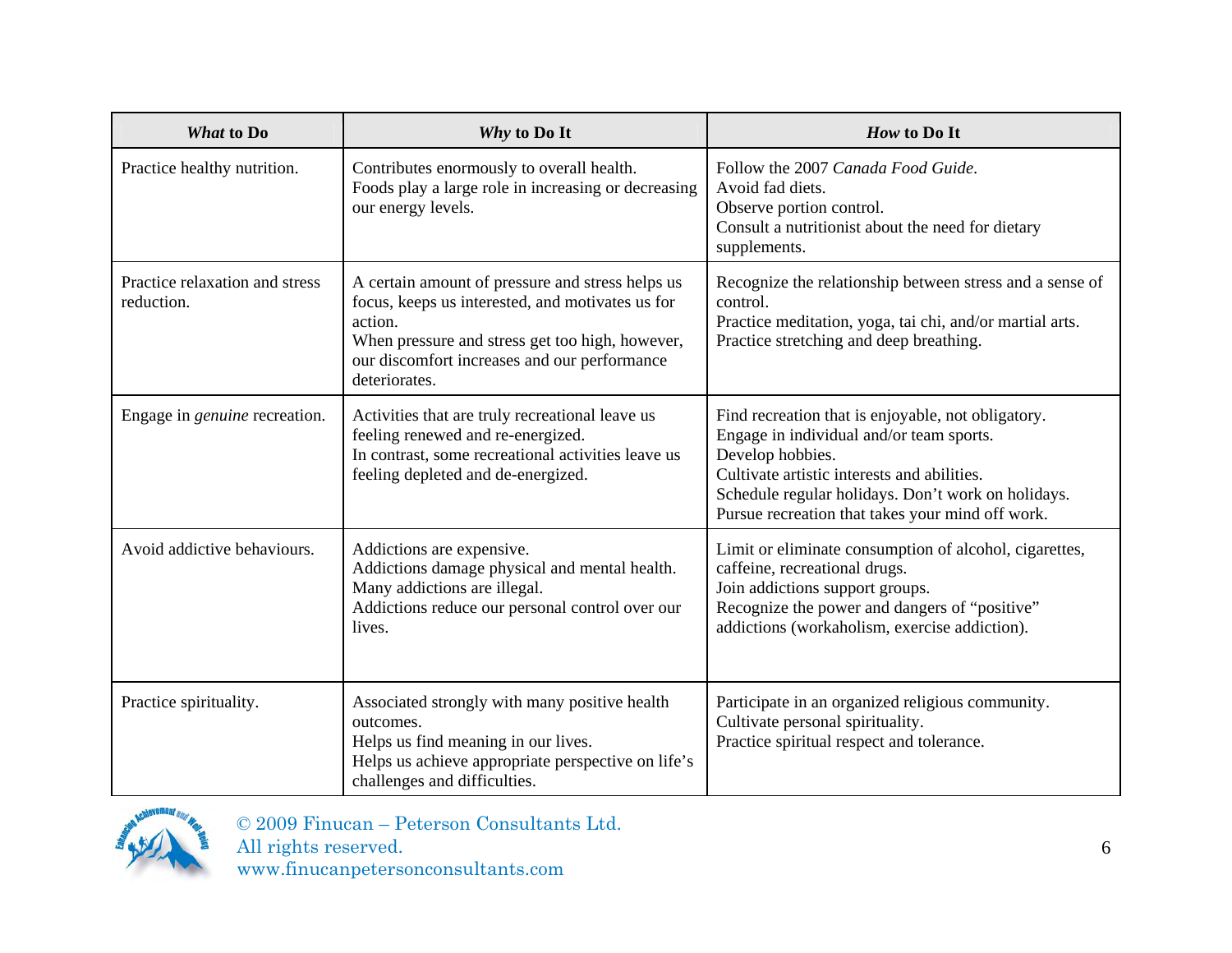| ***What*** **to Do** | ***Why*** **to Do It** | ***How*** **to Do It** |
|---|---|---|
| Practice healthy nutrition. | Contributes enormously to overall health.<br>Foods play a large role in increasing or decreasing our energy levels. | Follow the 2007 *Canada Food Guide*.<br>Avoid fad diets.<br>Observe portion control.<br>Consult a nutritionist about the need for dietary supplements. |
| Practice relaxation and stress reduction. | A certain amount of pressure and stress helps us focus, keeps us interested, and motivates us for action.<br>When pressure and stress get too high, however, our discomfort increases and our performance deteriorates. | Recognize the relationship between stress and a sense of control.<br>Practice meditation, yoga, tai chi, and/or martial arts.<br>Practice stretching and deep breathing. |
| Engage in *genuine* recreation. | Activities that are truly recreational leave us feeling renewed and re-energized.<br>In contrast, some recreational activities leave us feeling depleted and de-energized. | Find recreation that is enjoyable, not obligatory.<br>Engage in individual and/or team sports.<br>Develop hobbies.<br>Cultivate artistic interests and abilities.<br>Schedule regular holidays. Don't work on holidays.<br>Pursue recreation that takes your mind off work. |
| Avoid addictive behaviours. | Addictions are expensive.<br>Addictions damage physical and mental health.<br>Many addictions are illegal.<br>Addictions reduce our personal control over our lives. | Limit or eliminate consumption of alcohol, cigarettes, caffeine, recreational drugs.<br>Join addictions support groups.<br>Recognize the power and dangers of "positive" addictions (workaholism, exercise addiction). |
| Practice spirituality. | Associated strongly with many positive health outcomes.<br>Helps us find meaning in our lives.<br>Helps us achieve appropriate perspective on life's challenges and difficulties. | Participate in an organized religious community.<br>Cultivate personal spirituality.<br>Practice spiritual respect and tolerance. |

© 2009 Finucan – Peterson Consultants Ltd.
All rights reserved.
www.finucanpetersonconsultants.com